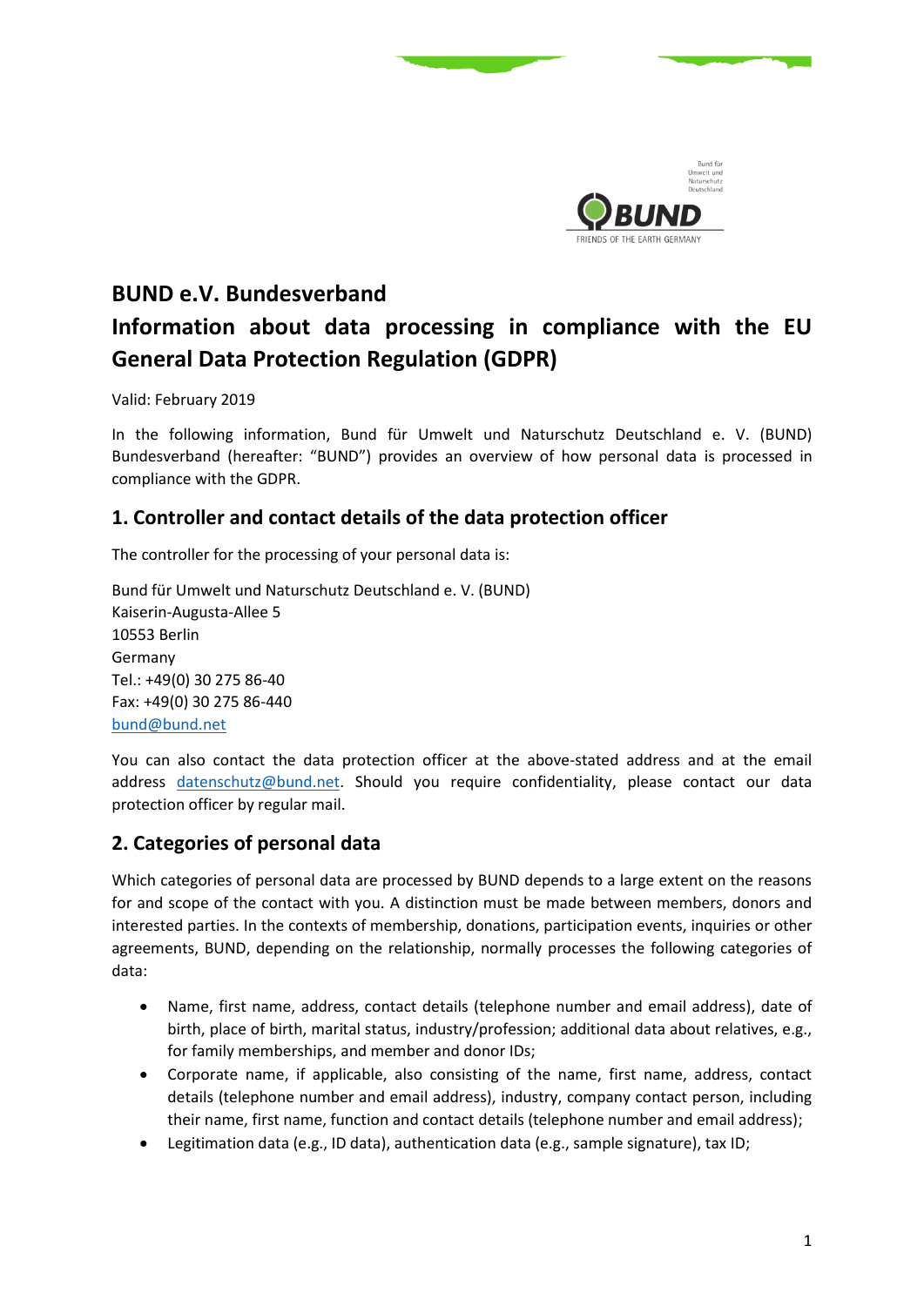# BUND e.V. Bundesverband

# Information about data processing in compliance with the EU General Data Protection Regulation (GDPR)

Valid: February 2019

In the following information, Bund für Umwelt und Naturschutz Deutschland e. V. (BUND) Bundesverband (hereafter: "BUND") provides an overview of how personal data is processed in compliance with the GDPR.

## 1. Controller and contact details of the data protection officer

The controller for the processing of your personal data is:

Bund für Umwelt und Naturschutz Deutschland e. V. (BUND)
Kaiserin-Augusta-Allee 5
10553 Berlin
Germany
Tel.: +49(0) 30 275 86-40
Fax: +49(0) 30 275 86-440
bund@bund.net

You can also contact the data protection officer at the above-stated address and at the email address datenschutz@bund.net. Should you require confidentiality, please contact our data protection officer by regular mail.

## 2. Categories of personal data

Which categories of personal data are processed by BUND depends to a large extent on the reasons for and scope of the contact with you. A distinction must be made between members, donors and interested parties. In the contexts of membership, donations, participation events, inquiries or other agreements, BUND, depending on the relationship, normally processes the following categories of data:

- Name, first name, address, contact details (telephone number and email address), date of birth, place of birth, marital status, industry/profession; additional data about relatives, e.g., for family memberships, and member and donor IDs;
- Corporate name, if applicable, also consisting of the name, first name, address, contact details (telephone number and email address), industry, company contact person, including their name, first name, function and contact details (telephone number and email address);
- Legitimation data (e.g., ID data), authentication data (e.g., sample signature), tax ID;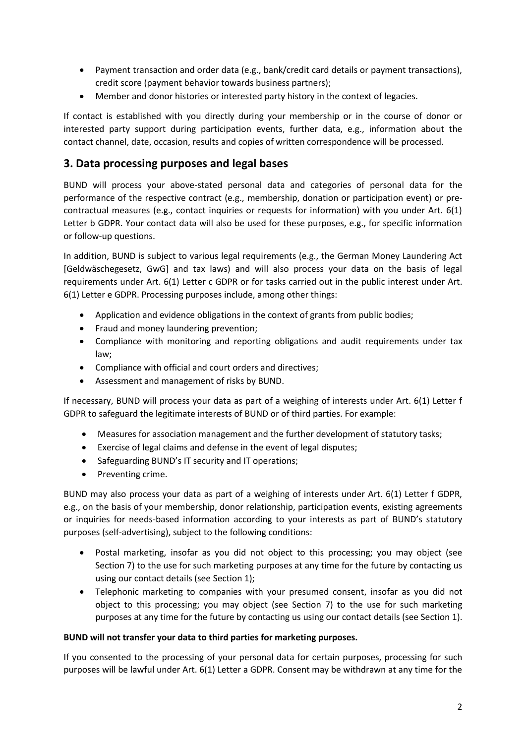- Payment transaction and order data (e.g., bank/credit card details or payment transactions), credit score (payment behavior towards business partners);
- Member and donor histories or interested party history in the context of legacies.

If contact is established with you directly during your membership or in the course of donor or interested party support during participation events, further data, e.g., information about the contact channel, date, occasion, results and copies of written correspondence will be processed.

## 3. Data processing purposes and legal bases

BUND will process your above-stated personal data and categories of personal data for the performance of the respective contract (e.g., membership, donation or participation event) or pre-contractual measures (e.g., contact inquiries or requests for information) with you under Art. 6(1) Letter b GDPR. Your contact data will also be used for these purposes, e.g., for specific information or follow-up questions.

In addition, BUND is subject to various legal requirements (e.g., the German Money Laundering Act [Geldwäschegesetz, GwG] and tax laws) and will also process your data on the basis of legal requirements under Art. 6(1) Letter c GDPR or for tasks carried out in the public interest under Art. 6(1) Letter e GDPR. Processing purposes include, among other things:

- Application and evidence obligations in the context of grants from public bodies;
- Fraud and money laundering prevention;
- Compliance with monitoring and reporting obligations and audit requirements under tax law;
- Compliance with official and court orders and directives;
- Assessment and management of risks by BUND.

If necessary, BUND will process your data as part of a weighing of interests under Art. 6(1) Letter f GDPR to safeguard the legitimate interests of BUND or of third parties. For example:

- Measures for association management and the further development of statutory tasks;
- Exercise of legal claims and defense in the event of legal disputes;
- Safeguarding BUND's IT security and IT operations;
- Preventing crime.

BUND may also process your data as part of a weighing of interests under Art. 6(1) Letter f GDPR, e.g., on the basis of your membership, donor relationship, participation events, existing agreements or inquiries for needs-based information according to your interests as part of BUND's statutory purposes (self-advertising), subject to the following conditions:

- Postal marketing, insofar as you did not object to this processing; you may object (see Section 7) to the use for such marketing purposes at any time for the future by contacting us using our contact details (see Section 1);
- Telephonic marketing to companies with your presumed consent, insofar as you did not object to this processing; you may object (see Section 7) to the use for such marketing purposes at any time for the future by contacting us using our contact details (see Section 1).

**BUND will not transfer your data to third parties for marketing purposes.**

If you consented to the processing of your personal data for certain purposes, processing for such purposes will be lawful under Art. 6(1) Letter a GDPR. Consent may be withdrawn at any time for the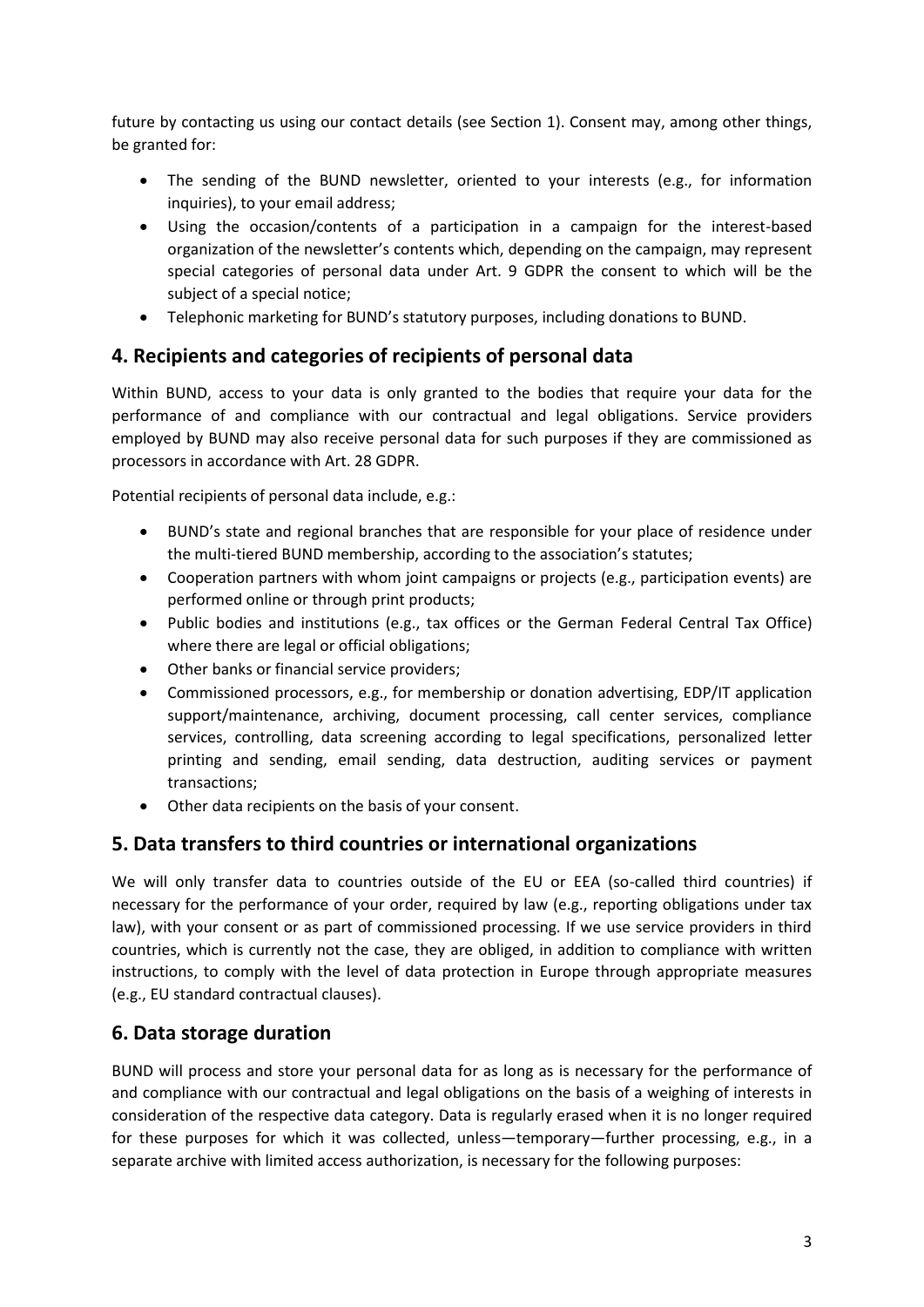future by contacting us using our contact details (see Section 1). Consent may, among other things, be granted for:

- The sending of the BUND newsletter, oriented to your interests (e.g., for information inquiries), to your email address;
- Using the occasion/contents of a participation in a campaign for the interest-based organization of the newsletter's contents which, depending on the campaign, may represent special categories of personal data under Art. 9 GDPR the consent to which will be the subject of a special notice;
- Telephonic marketing for BUND's statutory purposes, including donations to BUND.

## 4. Recipients and categories of recipients of personal data

Within BUND, access to your data is only granted to the bodies that require your data for the performance of and compliance with our contractual and legal obligations. Service providers employed by BUND may also receive personal data for such purposes if they are commissioned as processors in accordance with Art. 28 GDPR.

Potential recipients of personal data include, e.g.:

- BUND's state and regional branches that are responsible for your place of residence under the multi-tiered BUND membership, according to the association's statutes;
- Cooperation partners with whom joint campaigns or projects (e.g., participation events) are performed online or through print products;
- Public bodies and institutions (e.g., tax offices or the German Federal Central Tax Office) where there are legal or official obligations;
- Other banks or financial service providers;
- Commissioned processors, e.g., for membership or donation advertising, EDP/IT application support/maintenance, archiving, document processing, call center services, compliance services, controlling, data screening according to legal specifications, personalized letter printing and sending, email sending, data destruction, auditing services or payment transactions;
- Other data recipients on the basis of your consent.

## 5. Data transfers to third countries or international organizations

We will only transfer data to countries outside of the EU or EEA (so-called third countries) if necessary for the performance of your order, required by law (e.g., reporting obligations under tax law), with your consent or as part of commissioned processing. If we use service providers in third countries, which is currently not the case, they are obliged, in addition to compliance with written instructions, to comply with the level of data protection in Europe through appropriate measures (e.g., EU standard contractual clauses).

## 6. Data storage duration

BUND will process and store your personal data for as long as is necessary for the performance of and compliance with our contractual and legal obligations on the basis of a weighing of interests in consideration of the respective data category. Data is regularly erased when it is no longer required for these purposes for which it was collected, unless—temporary—further processing, e.g., in a separate archive with limited access authorization, is necessary for the following purposes: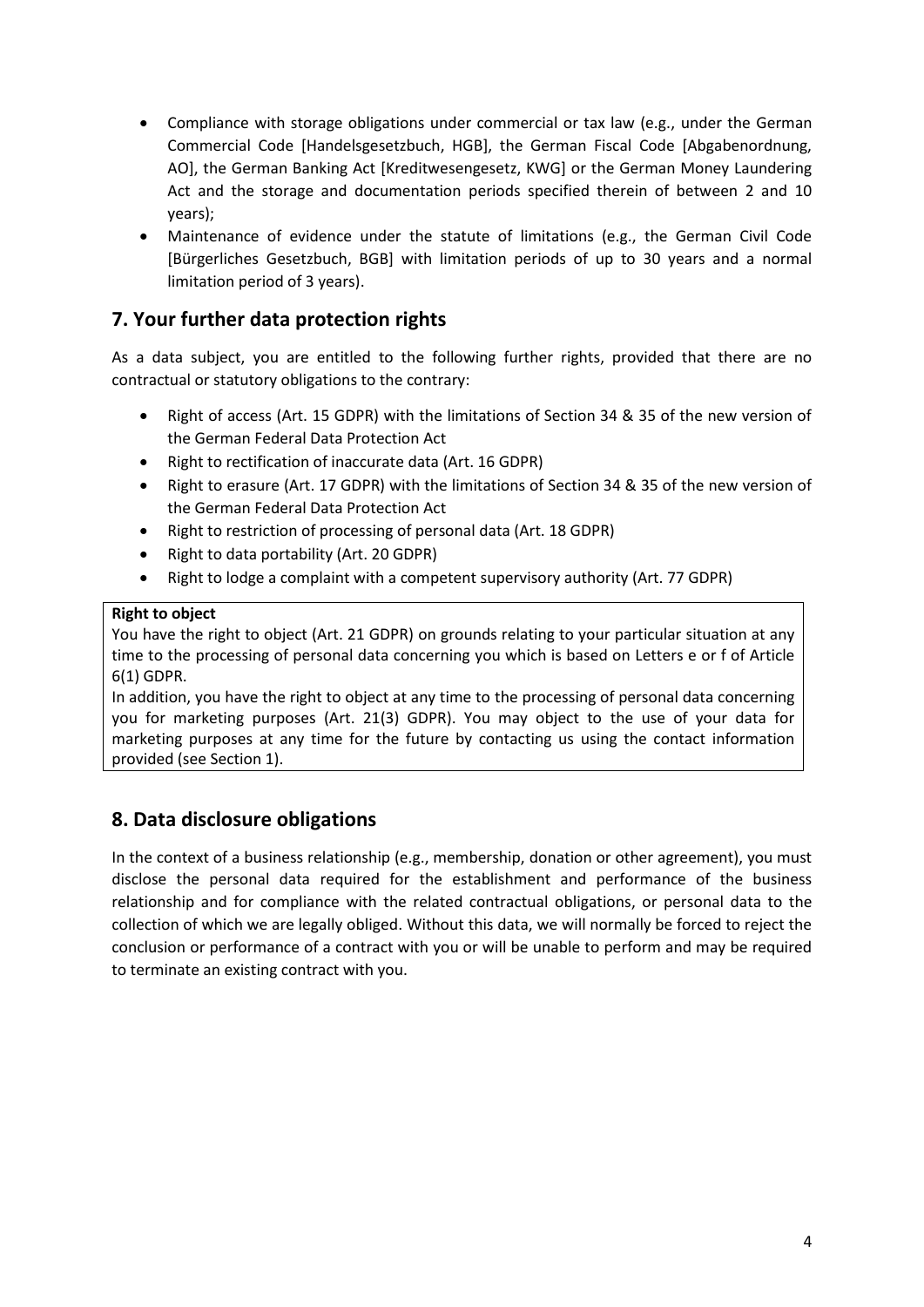- Compliance with storage obligations under commercial or tax law (e.g., under the German Commercial Code [Handelsgesetzbuch, HGB], the German Fiscal Code [Abgabenordnung, AO], the German Banking Act [Kreditwesengesetz, KWG] or the German Money Laundering Act and the storage and documentation periods specified therein of between 2 and 10 years);
- Maintenance of evidence under the statute of limitations (e.g., the German Civil Code [Bürgerliches Gesetzbuch, BGB] with limitation periods of up to 30 years and a normal limitation period of 3 years).

## 7. Your further data protection rights

As a data subject, you are entitled to the following further rights, provided that there are no contractual or statutory obligations to the contrary:

- Right of access (Art. 15 GDPR) with the limitations of Section 34 & 35 of the new version of the German Federal Data Protection Act
- Right to rectification of inaccurate data (Art. 16 GDPR)
- Right to erasure (Art. 17 GDPR) with the limitations of Section 34 & 35 of the new version of the German Federal Data Protection Act
- Right to restriction of processing of personal data (Art. 18 GDPR)
- Right to data portability (Art. 20 GDPR)
- Right to lodge a complaint with a competent supervisory authority (Art. 77 GDPR)

**Right to object**
You have the right to object (Art. 21 GDPR) on grounds relating to your particular situation at any time to the processing of personal data concerning you which is based on Letters e or f of Article 6(1) GDPR.
In addition, you have the right to object at any time to the processing of personal data concerning you for marketing purposes (Art. 21(3) GDPR). You may object to the use of your data for marketing purposes at any time for the future by contacting us using the contact information provided (see Section 1).

## 8. Data disclosure obligations

In the context of a business relationship (e.g., membership, donation or other agreement), you must disclose the personal data required for the establishment and performance of the business relationship and for compliance with the related contractual obligations, or personal data to the collection of which we are legally obliged. Without this data, we will normally be forced to reject the conclusion or performance of a contract with you or will be unable to perform and may be required to terminate an existing contract with you.